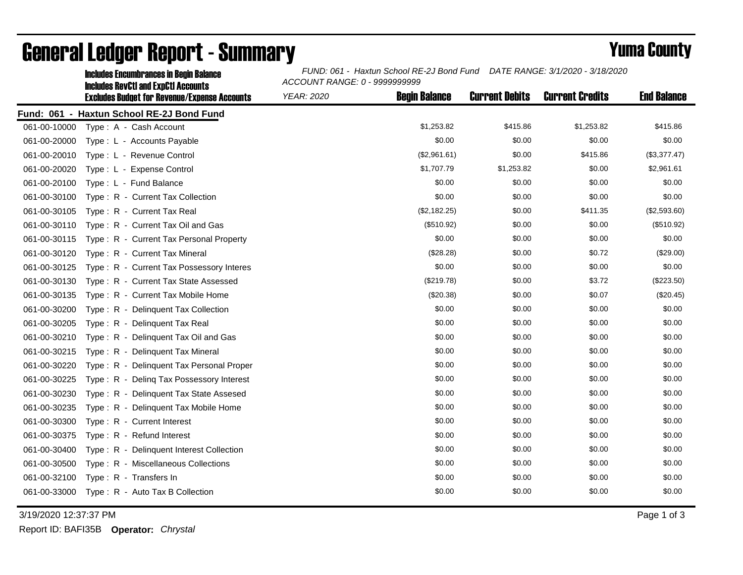# General Ledger Report - Summary

## Yuma County

**Includes Encumbrances in Begin Balance**
**Includes RevCtl and ExpCtl Accounts**
**Excludes Budget for Revenue/Expense Accounts**

*FUND: 061 - Haxtun School RE-2J Bond Fund DATE RANGE: 3/1/2020 - 3/18/2020*
*ACCOUNT RANGE: 0 - 9999999999*
*YEAR: 2020*

**Fund: 061 - Haxtun School RE-2J Bond Fund**

| Account | Description | Begin Balance | Current Debits | Current Credits | End Balance |
|---|---|---|---|---|---|
| 061-00-10000 | Type : A - Cash Account | $1,253.82 | $415.86 | $1,253.82 | $415.86 |
| 061-00-20000 | Type : L - Accounts Payable | $0.00 | $0.00 | $0.00 | $0.00 |
| 061-00-20010 | Type : L - Revenue Control | ($2,961.61) | $0.00 | $415.86 | ($3,377.47) |
| 061-00-20020 | Type : L - Expense Control | $1,707.79 | $1,253.82 | $0.00 | $2,961.61 |
| 061-00-20100 | Type : L - Fund Balance | $0.00 | $0.00 | $0.00 | $0.00 |
| 061-00-30100 | Type : R - Current Tax Collection | $0.00 | $0.00 | $0.00 | $0.00 |
| 061-00-30105 | Type : R - Current Tax Real | ($2,182.25) | $0.00 | $411.35 | ($2,593.60) |
| 061-00-30110 | Type : R - Current Tax Oil and Gas | ($510.92) | $0.00 | $0.00 | ($510.92) |
| 061-00-30115 | Type : R - Current Tax Personal Property | $0.00 | $0.00 | $0.00 | $0.00 |
| 061-00-30120 | Type : R - Current Tax Mineral | ($28.28) | $0.00 | $0.72 | ($29.00) |
| 061-00-30125 | Type : R - Current Tax Possessory Interes | $0.00 | $0.00 | $0.00 | $0.00 |
| 061-00-30130 | Type : R - Current Tax State Assessed | ($219.78) | $0.00 | $3.72 | ($223.50) |
| 061-00-30135 | Type : R - Current Tax Mobile Home | ($20.38) | $0.00 | $0.07 | ($20.45) |
| 061-00-30200 | Type : R - Delinquent Tax Collection | $0.00 | $0.00 | $0.00 | $0.00 |
| 061-00-30205 | Type : R - Delinquent Tax Real | $0.00 | $0.00 | $0.00 | $0.00 |
| 061-00-30210 | Type : R - Delinquent Tax Oil and Gas | $0.00 | $0.00 | $0.00 | $0.00 |
| 061-00-30215 | Type : R - Delinquent Tax Mineral | $0.00 | $0.00 | $0.00 | $0.00 |
| 061-00-30220 | Type : R - Delinquent Tax Personal Proper | $0.00 | $0.00 | $0.00 | $0.00 |
| 061-00-30225 | Type : R - Delinq Tax Possessory Interest | $0.00 | $0.00 | $0.00 | $0.00 |
| 061-00-30230 | Type : R - Delinquent Tax State Assesed | $0.00 | $0.00 | $0.00 | $0.00 |
| 061-00-30235 | Type : R - Delinquent Tax Mobile Home | $0.00 | $0.00 | $0.00 | $0.00 |
| 061-00-30300 | Type : R - Current Interest | $0.00 | $0.00 | $0.00 | $0.00 |
| 061-00-30375 | Type : R - Refund Interest | $0.00 | $0.00 | $0.00 | $0.00 |
| 061-00-30400 | Type : R - Delinquent Interest Collection | $0.00 | $0.00 | $0.00 | $0.00 |
| 061-00-30500 | Type : R - Miscellaneous Collections | $0.00 | $0.00 | $0.00 | $0.00 |
| 061-00-32100 | Type : R - Transfers In | $0.00 | $0.00 | $0.00 | $0.00 |
| 061-00-33000 | Type : R - Auto Tax B Collection | $0.00 | $0.00 | $0.00 | $0.00 |

3/19/2020 12:37:37 PM

Report ID: BAFI35B **Operator:** *Chrystal*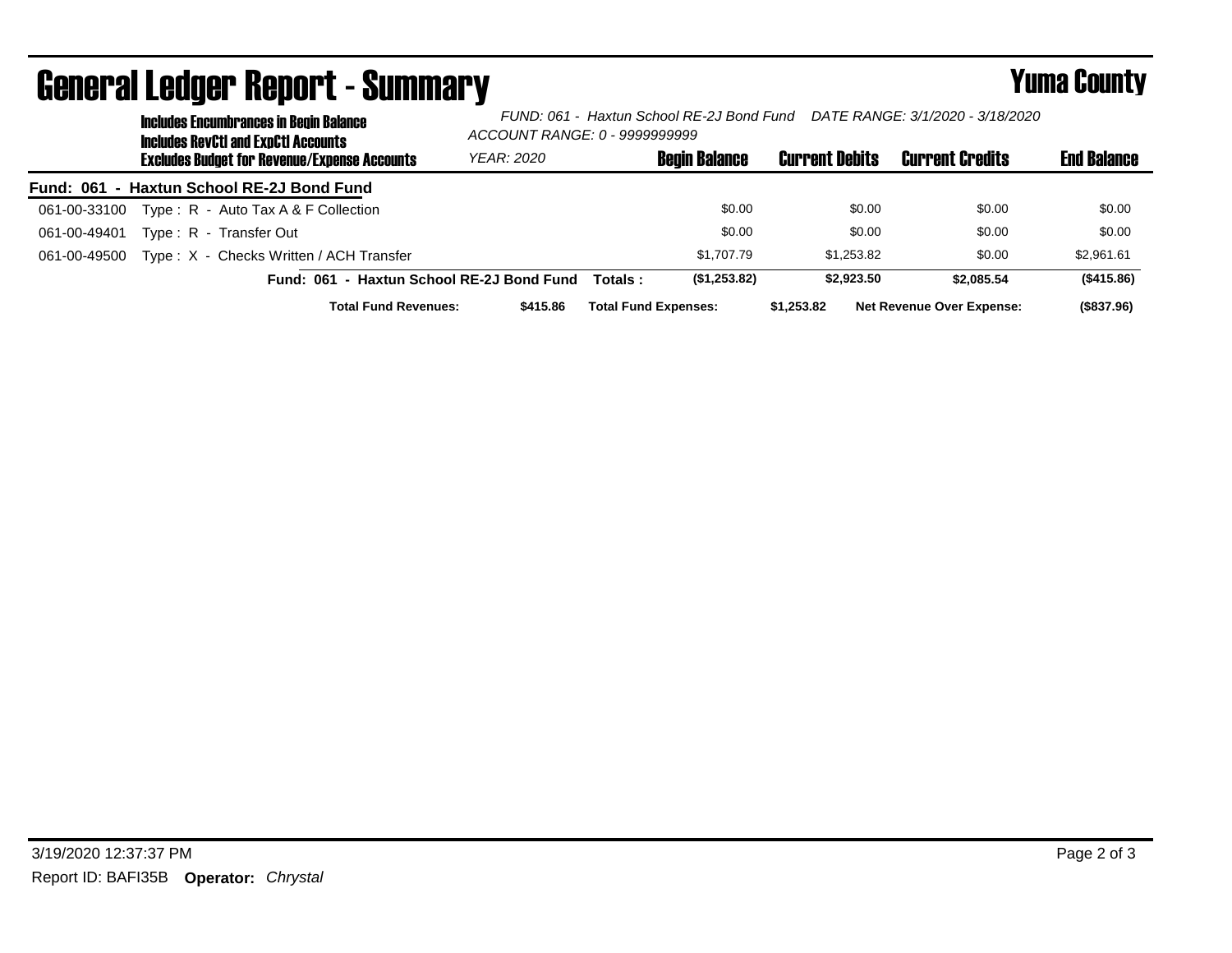# General Ledger Report - Summary

## Yuma County

**Includes Encumbrances in Begin Balance**
**Includes RevCtl and ExpCtl Accounts**
**Excludes Budget for Revenue/Expense Accounts**

*FUND: 061 - Haxtun School RE-2J Bond Fund DATE RANGE: 3/1/2020 - 3/18/2020*
*ACCOUNT RANGE: 0 - 9999999999*
*YEAR: 2020*

| | | Begin Balance | Current Debits | Current Credits | End Balance |
|---|---|---|---|---|---|
| **Fund: 061 - Haxtun School RE-2J Bond Fund** | | | | | |
| 061-00-33100 | Type : R - Auto Tax A & F Collection | $0.00 | $0.00 | $0.00 | $0.00 |
| 061-00-49401 | Type : R - Transfer Out | $0.00 | $0.00 | $0.00 | $0.00 |
| 061-00-49500 | Type : X - Checks Written / ACH Transfer | $1,707.79 | $1,253.82 | $0.00 | $2,961.61 |
| | **Fund: 061 - Haxtun School RE-2J Bond Fund Totals :** | **($1,253.82)** | **$2,923.50** | **$2,085.54** | **($415.86)** |

**Total Fund Revenues:** **$415.86** **Total Fund Expenses:** **$1,253.82** **Net Revenue Over Expense:** **($837.96)**

3/19/2020 12:37:37 PM

Report ID: BAFI35B **Operator:** *Chrystal*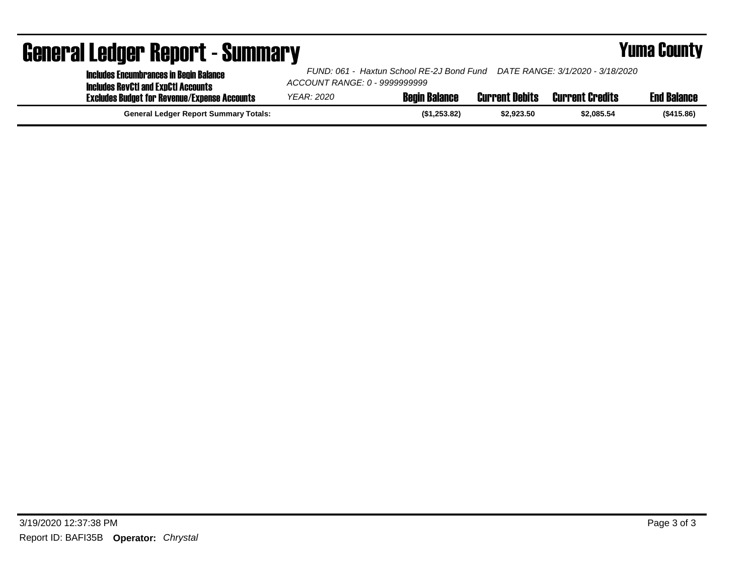# General Ledger Report - Summary

**Yuma County**

Includes Encumbrances in Begin Balance
Includes RevCtl and ExpCtl Accounts
Excludes Budget for Revenue/Expense Accounts

*FUND: 061 - Haxtun School RE-2J Bond Fund DATE RANGE: 3/1/2020 - 3/18/2020*
*ACCOUNT RANGE: 0 - 9999999999*
*YEAR: 2020*

| | Begin Balance | Current Debits | Current Credits | End Balance |
|---|---|---|---|---|
| **General Ledger Report Summary Totals:** | **($1,253.82)** | **$2,923.50** | **$2,085.54** | **($415.86)** |

3/19/2020 12:37:38 PM

Report ID: BAFI35B **Operator:** *Chrystal*